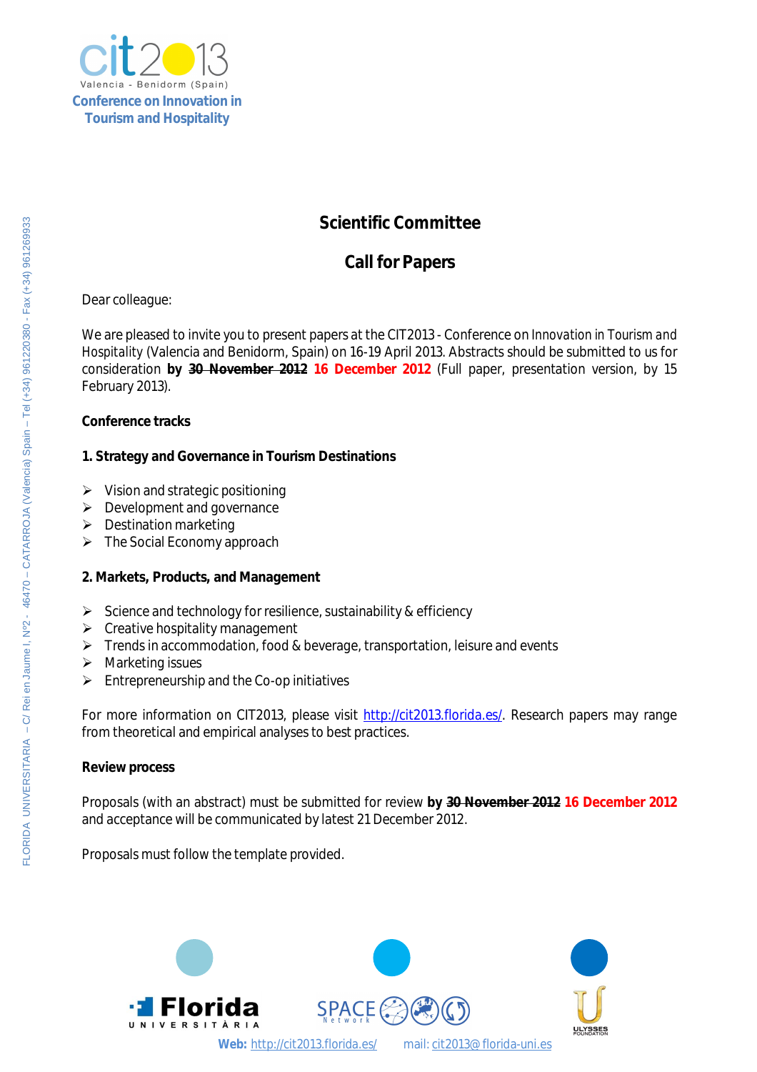cit2013

Valencia - Benidorm (Spain)

**Conference on Innovation in Tourism and Hospitality**

# Scientific Committee

## Call for Papers

Dear colleague:

We are pleased to invite you to present papers at the CIT2013 - Conference on Innovation in Tourism and Hospitality (Valencia and Benidorm, Spain) on 16-19 April 2013. Abstracts should be submitted to us for consideration **by ~~30 November 2012~~ 16 December 2012** (Full paper, presentation version, by 15 February 2013).

**Conference tracks**

**1. Strategy and Governance in Tourism Destinations**

- Vision and strategic positioning
- Development and governance
- Destination marketing
- The Social Economy approach

**2. Markets, Products, and Management**

- Science and technology for resilience, sustainability & efficiency
- Creative hospitality management
- Trends in accommodation, food & beverage, transportation, leisure and events
- Marketing issues
- Entrepreneurship and the Co-op initiatives

For more information on CIT2013, please visit http://cit2013.florida.es/. Research papers may range from theoretical and empirical analyses to best practices.

**Review process**

Proposals (with an abstract) must be submitted for review **by ~~30 November 2012~~ 16 December 2012** and acceptance will be communicated by latest 21 December 2012.

Proposals must follow the template provided.

FLORIDA UNIVERSITARIA – C/ Rei en Jaume I, Nº2 - 46470 – CATARROJA (Valencia) Spain – Tel (+34) 961220380 - Fax (+34) 961269933

Florida Universitària · SPACE Network · Ulysses Foundation

**Web:** http://cit2013.florida.es/ mail: cit2013@florida-uni.es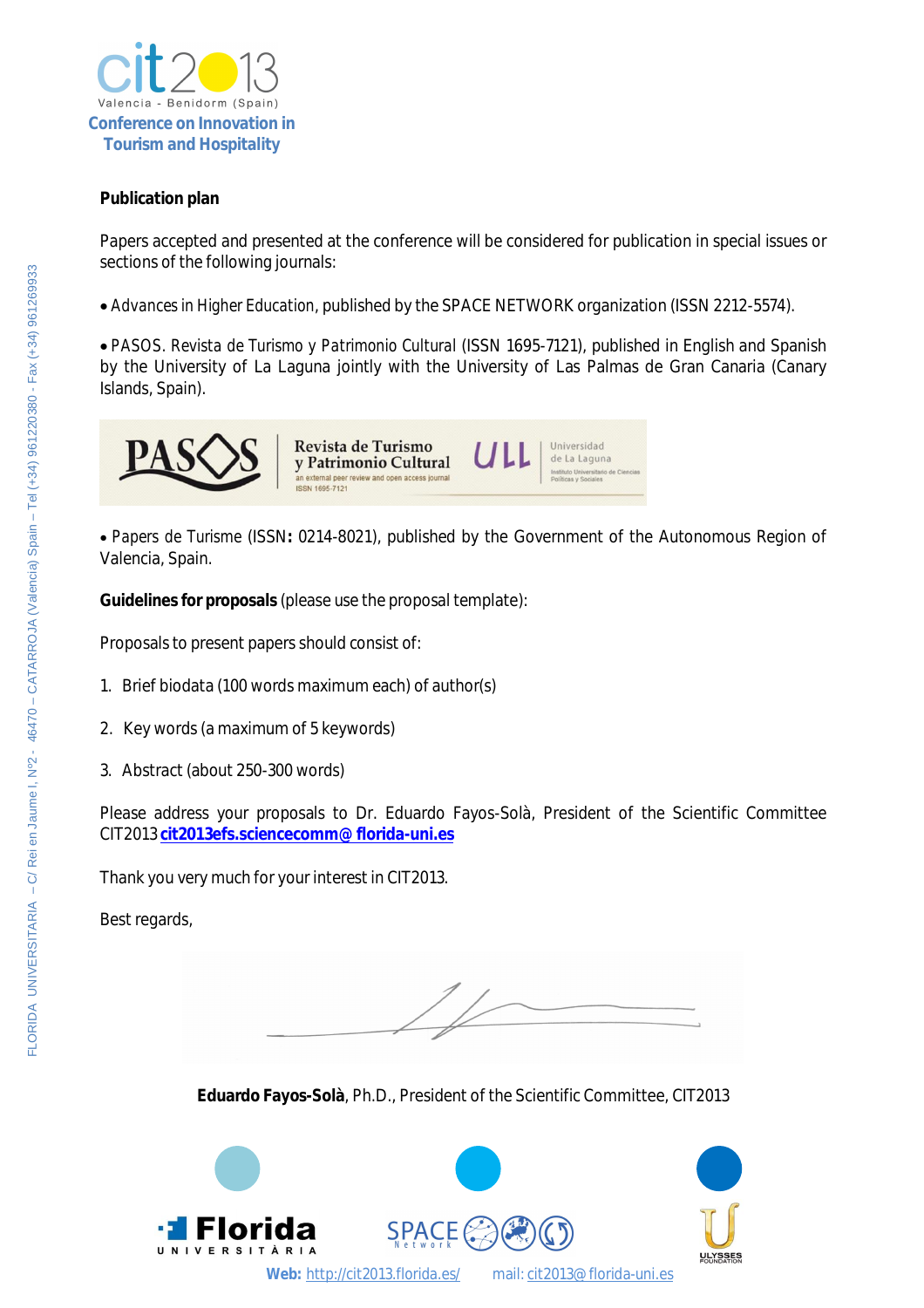**Publication plan**

Papers accepted and presented at the conference will be considered for publication in special issues or sections of the following journals:

- Advances in Higher Education, published by the SPACE NETWORK organization (ISSN 2212-5574).

- PASOS. Revista de Turismo y Patrimonio Cultural (ISSN 1695-7121), published in English and Spanish by the University of La Laguna jointly with the University of Las Palmas de Gran Canaria (Canary Islands, Spain).

- Papers de Turisme (ISSN**:** 0214-8021), published by the Government of the Autonomous Region of Valencia, Spain.

**Guidelines for proposals** (please use the proposal template):

Proposals to present papers should consist of:

1. Brief biodata (100 words maximum each) of author(s)
2. Key words (a maximum of 5 keywords)
3. Abstract (about 250-300 words)

Please address your proposals to Dr. Eduardo Fayos-Solà, President of the Scientific Committee CIT2013 **cit2013efs.sciencecomm@ florida-uni.es**

Thank you very much for your interest in CIT2013.

Best regards,

**Eduardo Fayos-Solà**, Ph.D., President of the Scientific Committee, CIT2013

**Web:** http://cit2013.florida.es/ mail: cit2013@ florida-uni.es